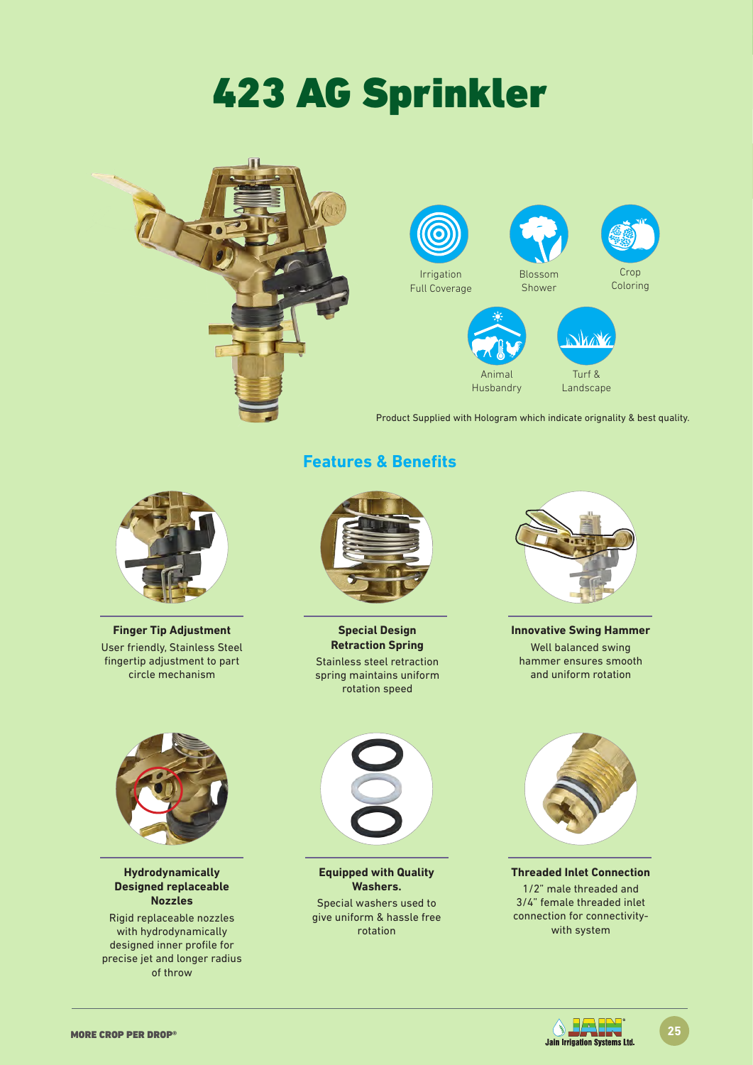# 423 AG Sprinkler

Irrigation Full Coverage

Blossom Shower

Crop Coloring

Animal Husbandry

Turf & Landscape

Product Supplied with Hologram which indicate orignality & best quality.

## Features & Benefits

**Finger Tip Adjustment**

User friendly, Stainless Steel fingertip adjustment to part circle mechanism

**Special Design Retraction Spring**

Stainless steel retraction spring maintains uniform rotation speed

**Innovative Swing Hammer**

Well balanced swing hammer ensures smooth and uniform rotation

**Hydrodynamically Designed replaceable Nozzles**

Rigid replaceable nozzles with hydrodynamically designed inner profile for precise jet and longer radius of throw

**Equipped with Quality Washers.**

Special washers used to give uniform & hassle free rotation

**Threaded Inlet Connection**

1/2" male threaded and 3/4" female threaded inlet connection for connectivity- with system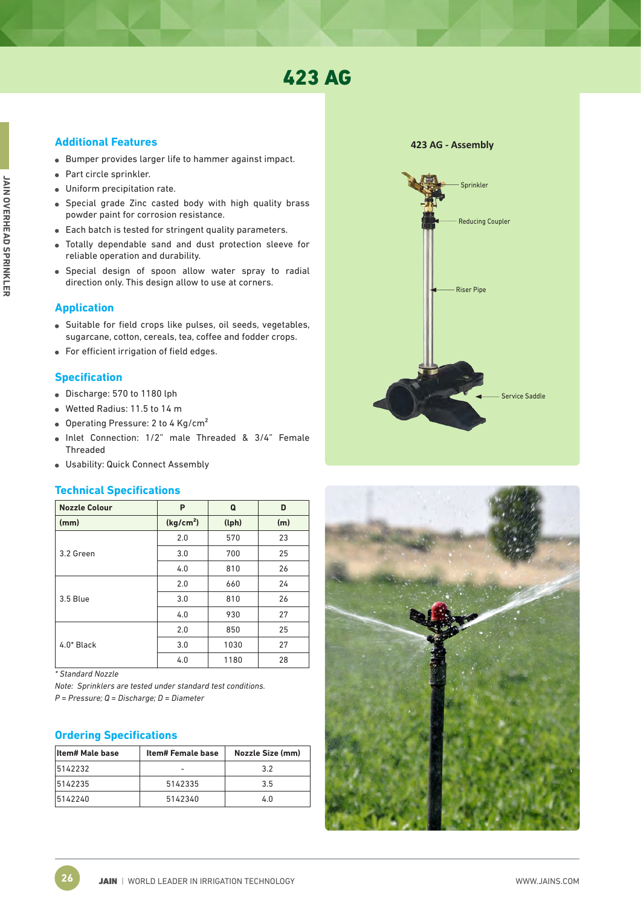# 423 AG

## Additional Features

- Bumper provides larger life to hammer against impact.
- Part circle sprinkler.
- Uniform precipitation rate.
- Special grade Zinc casted body with high quality brass powder paint for corrosion resistance.
- Each batch is tested for stringent quality parameters.
- Totally dependable sand and dust protection sleeve for reliable operation and durability.
- Special design of spoon allow water spray to radial direction only. This design allow to use at corners.

## Application

- Suitable for field crops like pulses, oil seeds, vegetables, sugarcane, cotton, cereals, tea, coffee and fodder crops.
- For efficient irrigation of field edges.

## Specification

- Discharge: 570 to 1180 lph
- Wetted Radius: 11.5 to 14 m
- Operating Pressure: 2 to 4 Kg/cm$^2$
- Inlet Connection: 1/2" male Threaded & 3/4" Female Threaded
- Usability: Quick Connect Assembly

## Technical Specifications

| Nozzle Colour | P | Q | D |
|---|---|---|---|
| (mm) | (kg/cm$^2$) | (lph) | (m) |
| 3.2 Green | 2.0 | 570 | 23 |
| | 3.0 | 700 | 25 |
| | 4.0 | 810 | 26 |
| 3.5 Blue | 2.0 | 660 | 24 |
| | 3.0 | 810 | 26 |
| | 4.0 | 930 | 27 |
| 4.0* Black | 2.0 | 850 | 25 |
| | 3.0 | 1030 | 27 |
| | 4.0 | 1180 | 28 |

*\* Standard Nozzle*

*Note: Sprinklers are tested under standard test conditions.*

*P = Pressure; Q = Discharge; D = Diameter*

## Ordering Specifications

| Item# Male base | Item# Female base | Nozzle Size (mm) |
|---|---|---|
| 5142232 | - | 3.2 |
| 5142235 | 5142335 | 3.5 |
| 5142240 | 5142340 | 4.0 |

**423 AG - Assembly**

Sprinkler

Reducing Coupler

Riser Pipe

Service Saddle